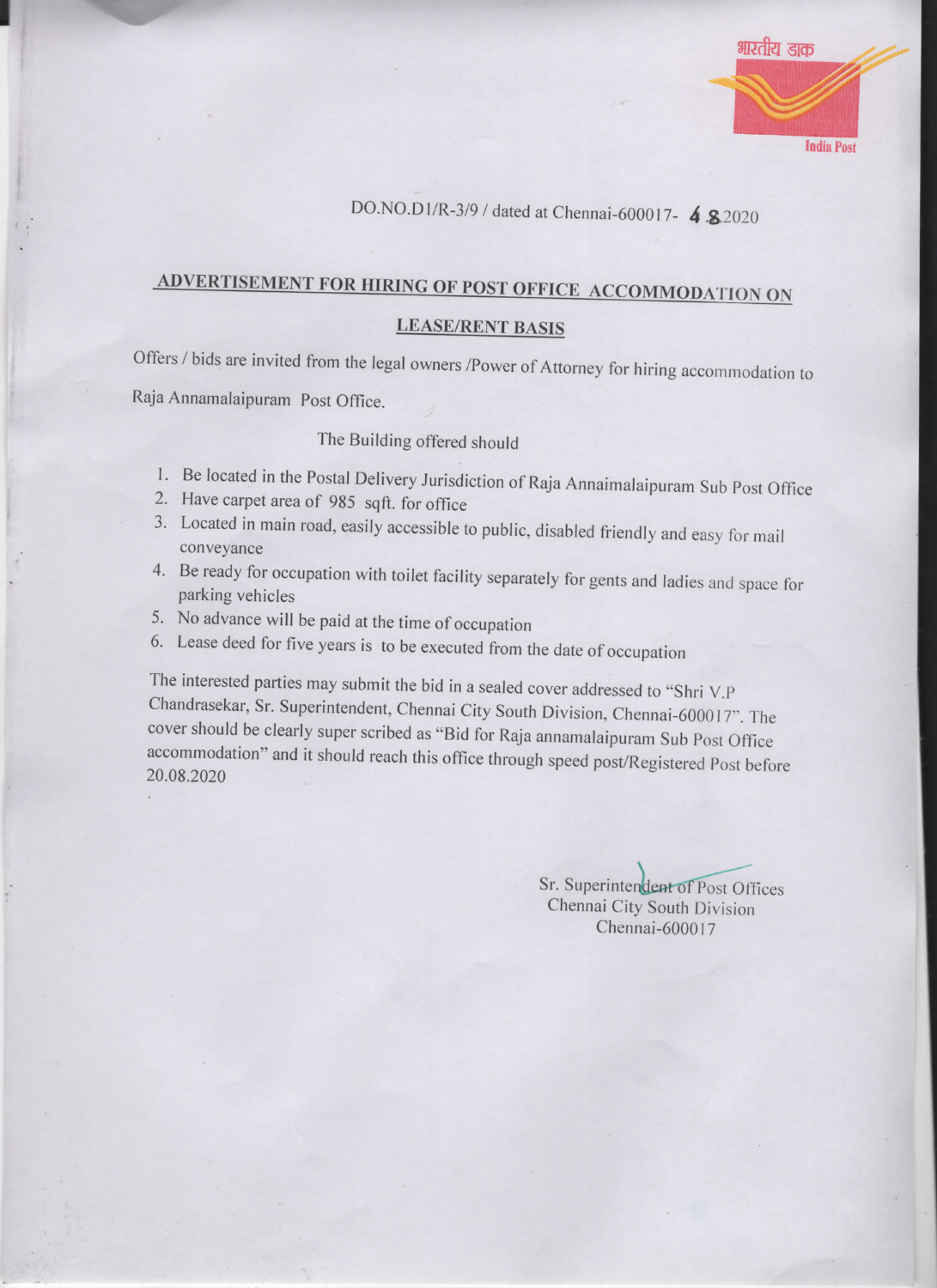भारतीय डाक

India Post

DO.NO.D1/R-3/9 / dated at Chennai-600017- 4.8.2020

## ADVERTISEMENT FOR HIRING OF POST OFFICE ACCOMMODATION ON LEASE/RENT BASIS

Offers / bids are invited from the legal owners /Power of Attorney for hiring accommodation to Raja Annamalaipuram Post Office.

The Building offered should

1. Be located in the Postal Delivery Jurisdiction of Raja Annaimalaipuram Sub Post Office
2. Have carpet area of 985 sqft. for office
3. Located in main road, easily accessible to public, disabled friendly and easy for mail conveyance
4. Be ready for occupation with toilet facility separately for gents and ladies and space for parking vehicles
5. No advance will be paid at the time of occupation
6. Lease deed for five years is to be executed from the date of occupation

The interested parties may submit the bid in a sealed cover addressed to "Shri V.P Chandrasekar, Sr. Superintendent, Chennai City South Division, Chennai-600017". The cover should be clearly super scribed as "Bid for Raja annamalaipuram Sub Post Office accommodation" and it should reach this office through speed post/Registered Post before 20.08.2020

Sr. Superintendent of Post Offices
Chennai City South Division
Chennai-600017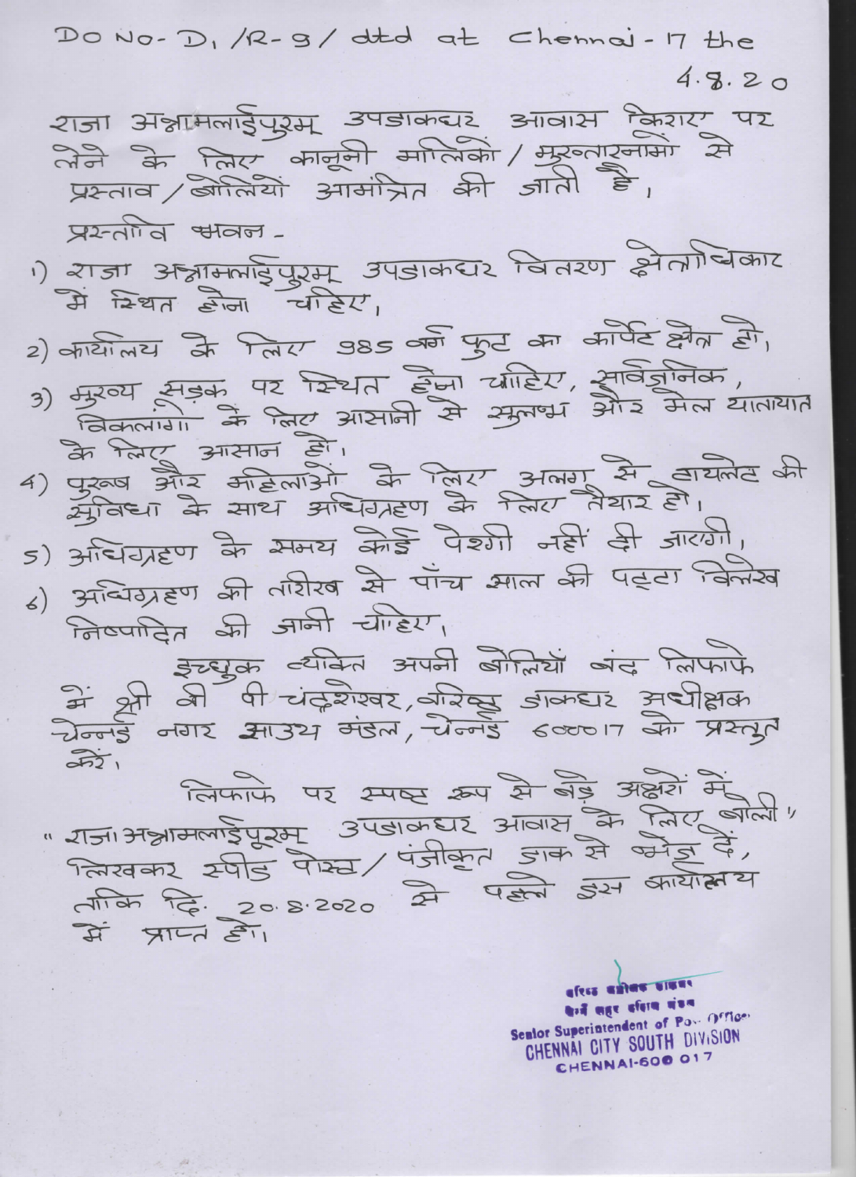DO No- D, /R-9/ dtd at Chennai - 17 the 4.8.20

राजा अन्नामलाईपुरम् उपडाकघर आवास किराए पर लेने के लिए कानूनी मालिकों / मुख्तारनामों से प्रस्ताव / बोलियाँ आमंत्रित की जाती है,

प्रस्तावित भवन -

1) राजा अन्नामलाईपुरम् उपडाकघर वितरण क्षेत्राधिकार में स्थित होना चाहिए,
2) कार्यालय के लिए 985 वर्ग फुट का कार्पेट क्षेत्र हो,
3) मुख्य सड़क पर स्थित होना चाहिए, सार्वजनिक, विकलांगों के लिए आसानी से सुलभ और मेल यातायात के लिए आसान हो।
4) पुरुष और महिलाओं के लिए अलग से टायलेट की सुविधा के साथ अधिग्रहण के लिए तैयार हो।
5) अधिग्रहण के समय कोई पेशगी नहीं दी जाएगी,
6) अधिग्रहण की तारीख से पाँच साल की पट्टा विलेख निष्पादित की जानी चाहिए,

इच्छुक व्यक्ति अपनी बोलियाँ बंद लिफाफे में श्री बी पी चंद्रशेखर, वरिष्ठ डाकघर अधीक्षक चेन्नई नगर दक्षिण मंडल, चेन्नई 600017 को प्रस्तुत करें।

लिफाफे पर स्पष्ट रूप से बड़े अक्षरों में "राजा अन्नामलाईपुरम् उपडाकघर आवास के लिए बोली" लिखकर स्पीड पोस्ट / पंजीकृत डाक से भेज दें, ताकि दि. 20.8.2020 से पहले इस कार्यालय में प्राप्त हो।

वरिष्ठ अधीक्षक डाकघर
चेन्नै शहर दक्षिण मंडल
Senior Superintendent of Post Offices
CHENNAI CITY SOUTH DIVISION
CHENNAI-600 017